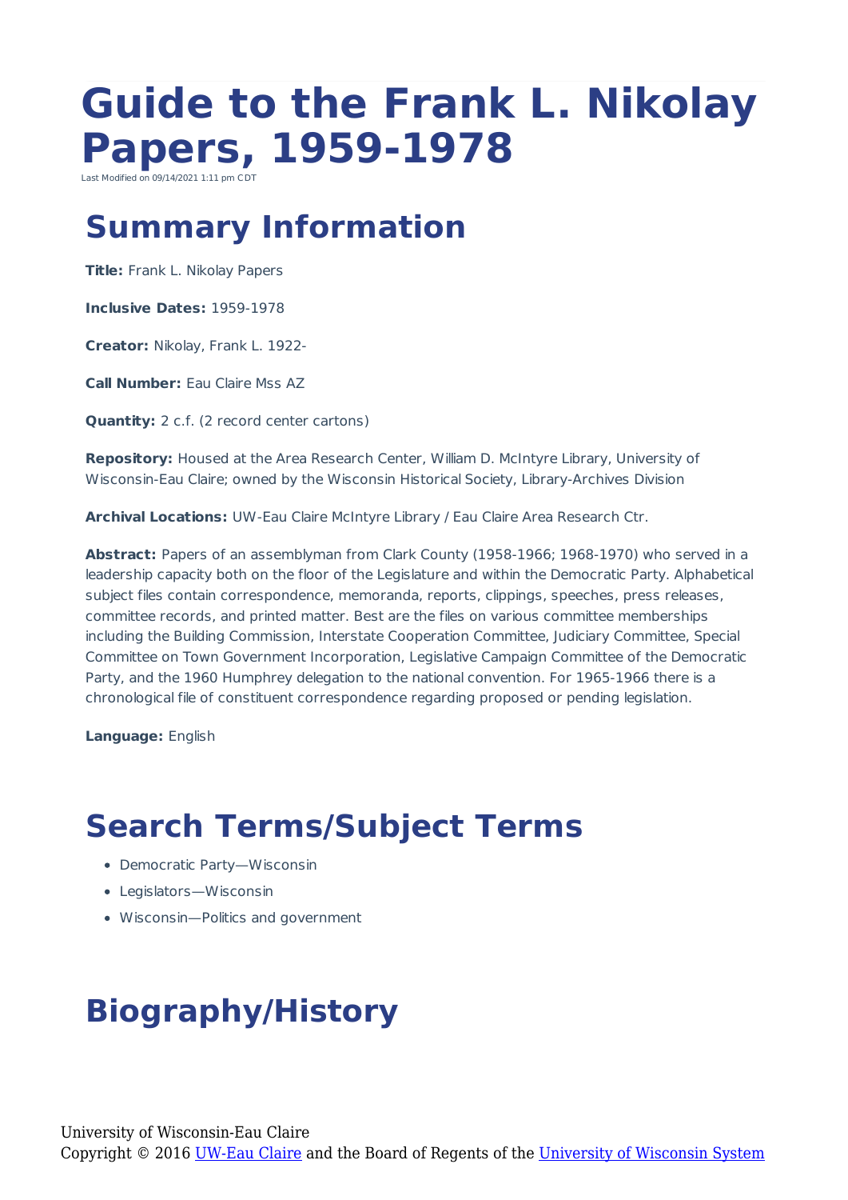# Guide to the Frank L. Nikolay Papers, 1959-1978

Last Modified on 09/14/2021 1:11 pm CDT

## Summary Information

**Title:** Frank L. Nikolay Papers

**Inclusive Dates:** 1959-1978

**Creator:** Nikolay, Frank L. 1922-

**Call Number:** Eau Claire Mss AZ

**Quantity:** 2 c.f. (2 record center cartons)

**Repository:** Housed at the Area Research Center, William D. McIntyre Library, University of Wisconsin-Eau Claire; owned by the Wisconsin Historical Society, Library-Archives Division

**Archival Locations:** UW-Eau Claire McIntyre Library / Eau Claire Area Research Ctr.

**Abstract:** Papers of an assemblyman from Clark County (1958-1966; 1968-1970) who served in a leadership capacity both on the floor of the Legislature and within the Democratic Party. Alphabetical subject files contain correspondence, memoranda, reports, clippings, speeches, press releases, committee records, and printed matter. Best are the files on various committee memberships including the Building Commission, Interstate Cooperation Committee, Judiciary Committee, Special Committee on Town Government Incorporation, Legislative Campaign Committee of the Democratic Party, and the 1960 Humphrey delegation to the national convention. For 1965-1966 there is a chronological file of constituent correspondence regarding proposed or pending legislation.

**Language:** English

## Search Terms/Subject Terms

- Democratic Party—Wisconsin
- Legislators—Wisconsin
- Wisconsin—Politics and government

## Biography/History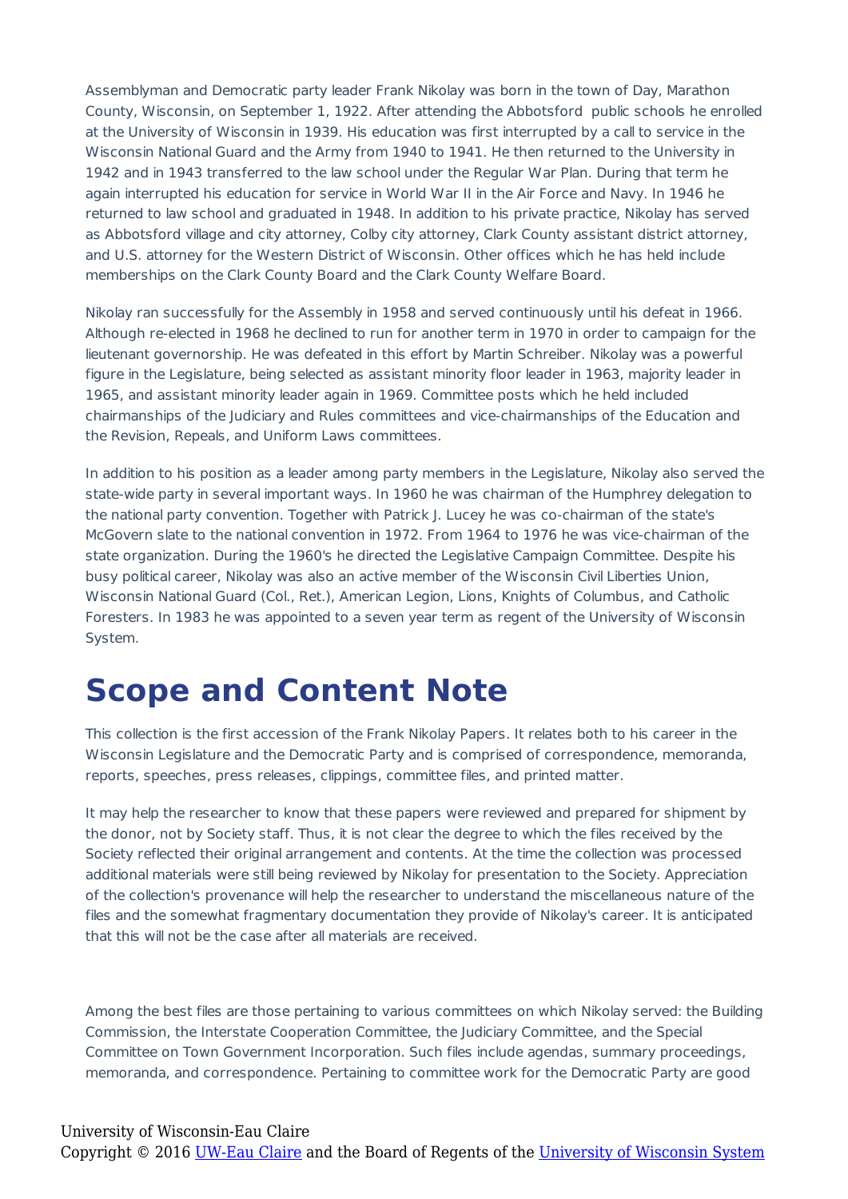Assemblyman and Democratic party leader Frank Nikolay was born in the town of Day, Marathon County, Wisconsin, on September 1, 1922. After attending the Abbotsford public schools he enrolled at the University of Wisconsin in 1939. His education was first interrupted by a call to service in the Wisconsin National Guard and the Army from 1940 to 1941. He then returned to the University in 1942 and in 1943 transferred to the law school under the Regular War Plan. During that term he again interrupted his education for service in World War II in the Air Force and Navy. In 1946 he returned to law school and graduated in 1948. In addition to his private practice, Nikolay has served as Abbotsford village and city attorney, Colby city attorney, Clark County assistant district attorney, and U.S. attorney for the Western District of Wisconsin. Other offices which he has held include memberships on the Clark County Board and the Clark County Welfare Board.

Nikolay ran successfully for the Assembly in 1958 and served continuously until his defeat in 1966. Although re-elected in 1968 he declined to run for another term in 1970 in order to campaign for the lieutenant governorship. He was defeated in this effort by Martin Schreiber. Nikolay was a powerful figure in the Legislature, being selected as assistant minority floor leader in 1963, majority leader in 1965, and assistant minority leader again in 1969. Committee posts which he held included chairmanships of the Judiciary and Rules committees and vice-chairmanships of the Education and the Revision, Repeals, and Uniform Laws committees.

In addition to his position as a leader among party members in the Legislature, Nikolay also served the state-wide party in several important ways. In 1960 he was chairman of the Humphrey delegation to the national party convention. Together with Patrick J. Lucey he was co-chairman of the state's McGovern slate to the national convention in 1972. From 1964 to 1976 he was vice-chairman of the state organization. During the 1960's he directed the Legislative Campaign Committee. Despite his busy political career, Nikolay was also an active member of the Wisconsin Civil Liberties Union, Wisconsin National Guard (Col., Ret.), American Legion, Lions, Knights of Columbus, and Catholic Foresters. In 1983 he was appointed to a seven year term as regent of the University of Wisconsin System.

# Scope and Content Note

This collection is the first accession of the Frank Nikolay Papers. It relates both to his career in the Wisconsin Legislature and the Democratic Party and is comprised of correspondence, memoranda, reports, speeches, press releases, clippings, committee files, and printed matter.

It may help the researcher to know that these papers were reviewed and prepared for shipment by the donor, not by Society staff. Thus, it is not clear the degree to which the files received by the Society reflected their original arrangement and contents. At the time the collection was processed additional materials were still being reviewed by Nikolay for presentation to the Society. Appreciation of the collection's provenance will help the researcher to understand the miscellaneous nature of the files and the somewhat fragmentary documentation they provide of Nikolay's career. It is anticipated that this will not be the case after all materials are received.

Among the best files are those pertaining to various committees on which Nikolay served: the Building Commission, the Interstate Cooperation Committee, the Judiciary Committee, and the Special Committee on Town Government Incorporation. Such files include agendas, summary proceedings, memoranda, and correspondence. Pertaining to committee work for the Democratic Party are good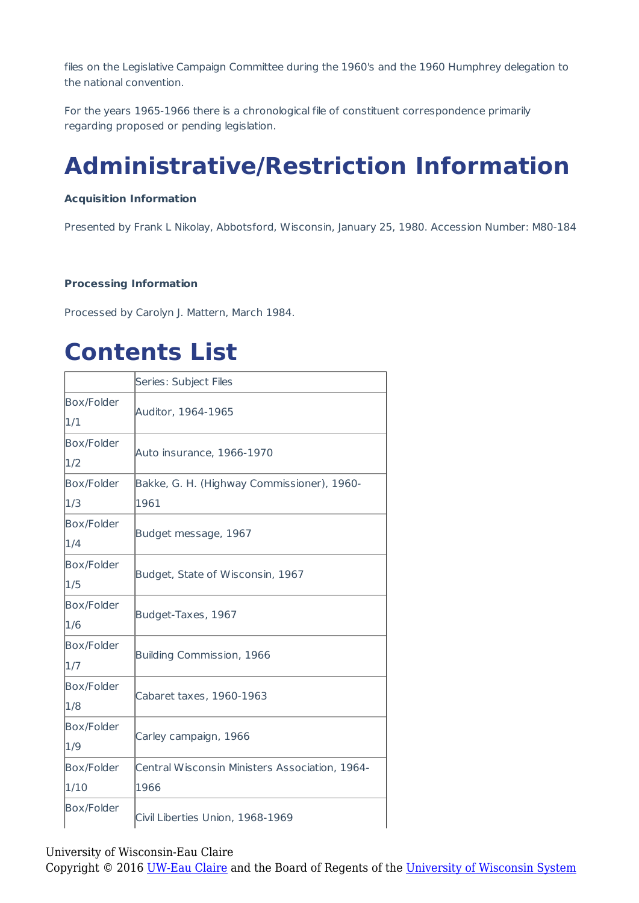files on the Legislative Campaign Committee during the 1960's and the 1960 Humphrey delegation to the national convention.

For the years 1965-1966 there is a chronological file of constituent correspondence primarily regarding proposed or pending legislation.

# Administrative/Restriction Information

**Acquisition Information**

Presented by Frank L Nikolay, Abbotsford, Wisconsin, January 25, 1980. Accession Number: M80-184

**Processing Information**

Processed by Carolyn J. Mattern, March 1984.

# Contents List

| | Series: Subject Files |
|---|---|
| Box/Folder 1/1 | Auditor, 1964-1965 |
| Box/Folder 1/2 | Auto insurance, 1966-1970 |
| Box/Folder 1/3 | Bakke, G. H. (Highway Commissioner), 1960-1961 |
| Box/Folder 1/4 | Budget message, 1967 |
| Box/Folder 1/5 | Budget, State of Wisconsin, 1967 |
| Box/Folder 1/6 | Budget-Taxes, 1967 |
| Box/Folder 1/7 | Building Commission, 1966 |
| Box/Folder 1/8 | Cabaret taxes, 1960-1963 |
| Box/Folder 1/9 | Carley campaign, 1966 |
| Box/Folder 1/10 | Central Wisconsin Ministers Association, 1964-1966 |
| Box/Folder | Civil Liberties Union, 1968-1969 |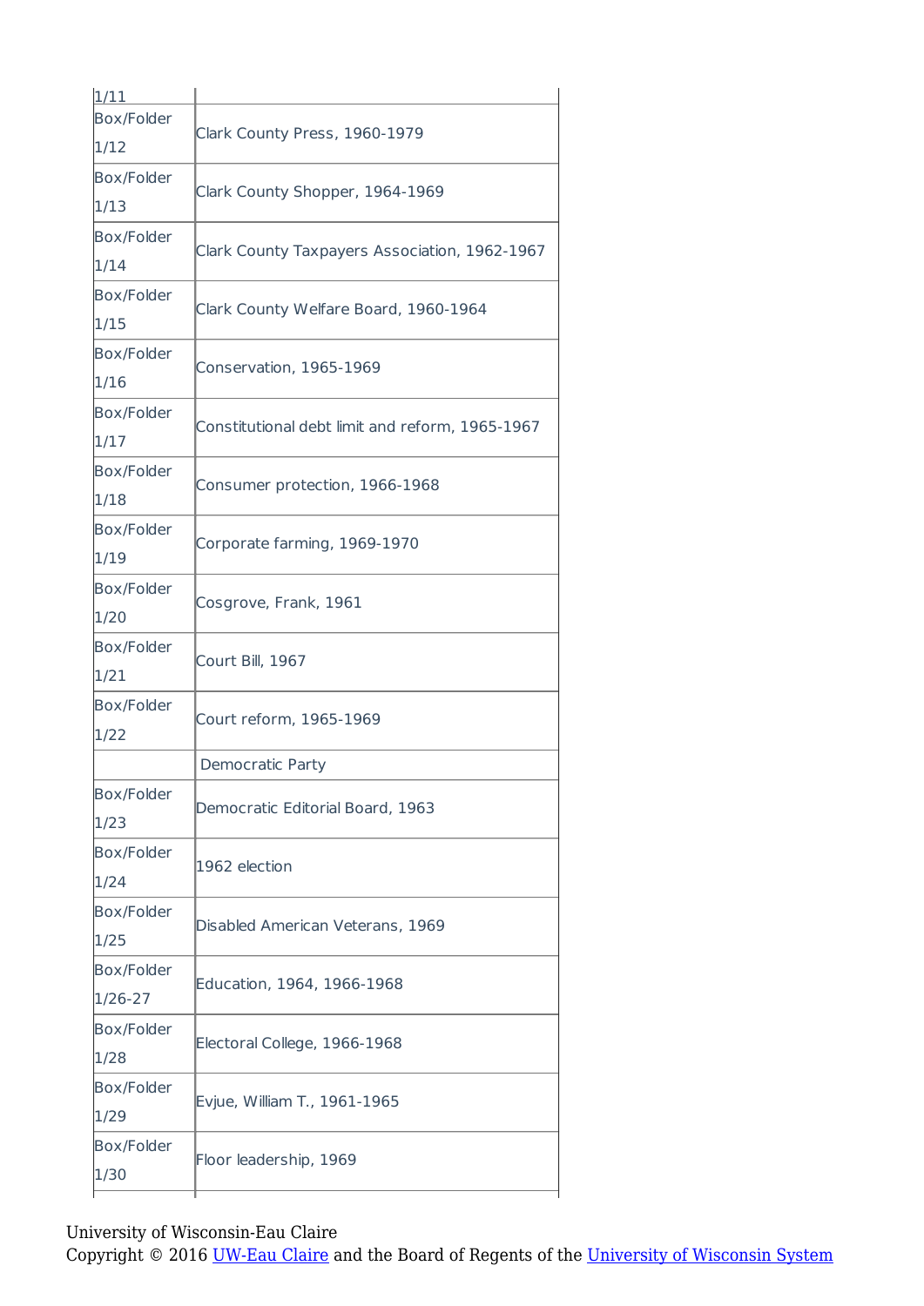| | |
|---|---|
| 1/11 | |
| Box/Folder 1/12 | Clark County Press, 1960-1979 |
| Box/Folder 1/13 | Clark County Shopper, 1964-1969 |
| Box/Folder 1/14 | Clark County Taxpayers Association, 1962-1967 |
| Box/Folder 1/15 | Clark County Welfare Board, 1960-1964 |
| Box/Folder 1/16 | Conservation, 1965-1969 |
| Box/Folder 1/17 | Constitutional debt limit and reform, 1965-1967 |
| Box/Folder 1/18 | Consumer protection, 1966-1968 |
| Box/Folder 1/19 | Corporate farming, 1969-1970 |
| Box/Folder 1/20 | Cosgrove, Frank, 1961 |
| Box/Folder 1/21 | Court Bill, 1967 |
| Box/Folder 1/22 | Court reform, 1965-1969 |
| | Democratic Party |
| Box/Folder 1/23 | Democratic Editorial Board, 1963 |
| Box/Folder 1/24 | 1962 election |
| Box/Folder 1/25 | Disabled American Veterans, 1969 |
| Box/Folder 1/26-27 | Education, 1964, 1966-1968 |
| Box/Folder 1/28 | Electoral College, 1966-1968 |
| Box/Folder 1/29 | Evjue, William T., 1961-1965 |
| Box/Folder 1/30 | Floor leadership, 1969 |

University of Wisconsin-Eau Claire
Copyright © 2016 UW-Eau Claire and the Board of Regents of the University of Wisconsin System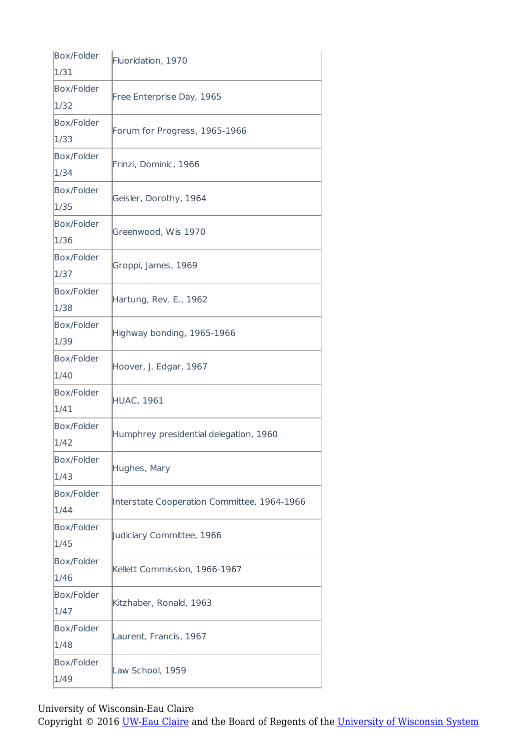| Box/Folder | |
|---|---|
| Box/Folder 1/31 | Fluoridation, 1970 |
| Box/Folder 1/32 | Free Enterprise Day, 1965 |
| Box/Folder 1/33 | Forum for Progress, 1965-1966 |
| Box/Folder 1/34 | Frinzi, Dominic, 1966 |
| Box/Folder 1/35 | Geisler, Dorothy, 1964 |
| Box/Folder 1/36 | Greenwood, Wis 1970 |
| Box/Folder 1/37 | Groppi, James, 1969 |
| Box/Folder 1/38 | Hartung, Rev. E., 1962 |
| Box/Folder 1/39 | Highway bonding, 1965-1966 |
| Box/Folder 1/40 | Hoover, J. Edgar, 1967 |
| Box/Folder 1/41 | HUAC, 1961 |
| Box/Folder 1/42 | Humphrey presidential delegation, 1960 |
| Box/Folder 1/43 | Hughes, Mary |
| Box/Folder 1/44 | Interstate Cooperation Committee, 1964-1966 |
| Box/Folder 1/45 | Judiciary Committee, 1966 |
| Box/Folder 1/46 | Kellett Commission, 1966-1967 |
| Box/Folder 1/47 | Kitzhaber, Ronald, 1963 |
| Box/Folder 1/48 | Laurent, Francis, 1967 |
| Box/Folder 1/49 | Law School, 1959 |

University of Wisconsin-Eau Claire
Copyright © 2016 UW-Eau Claire and the Board of Regents of the University of Wisconsin System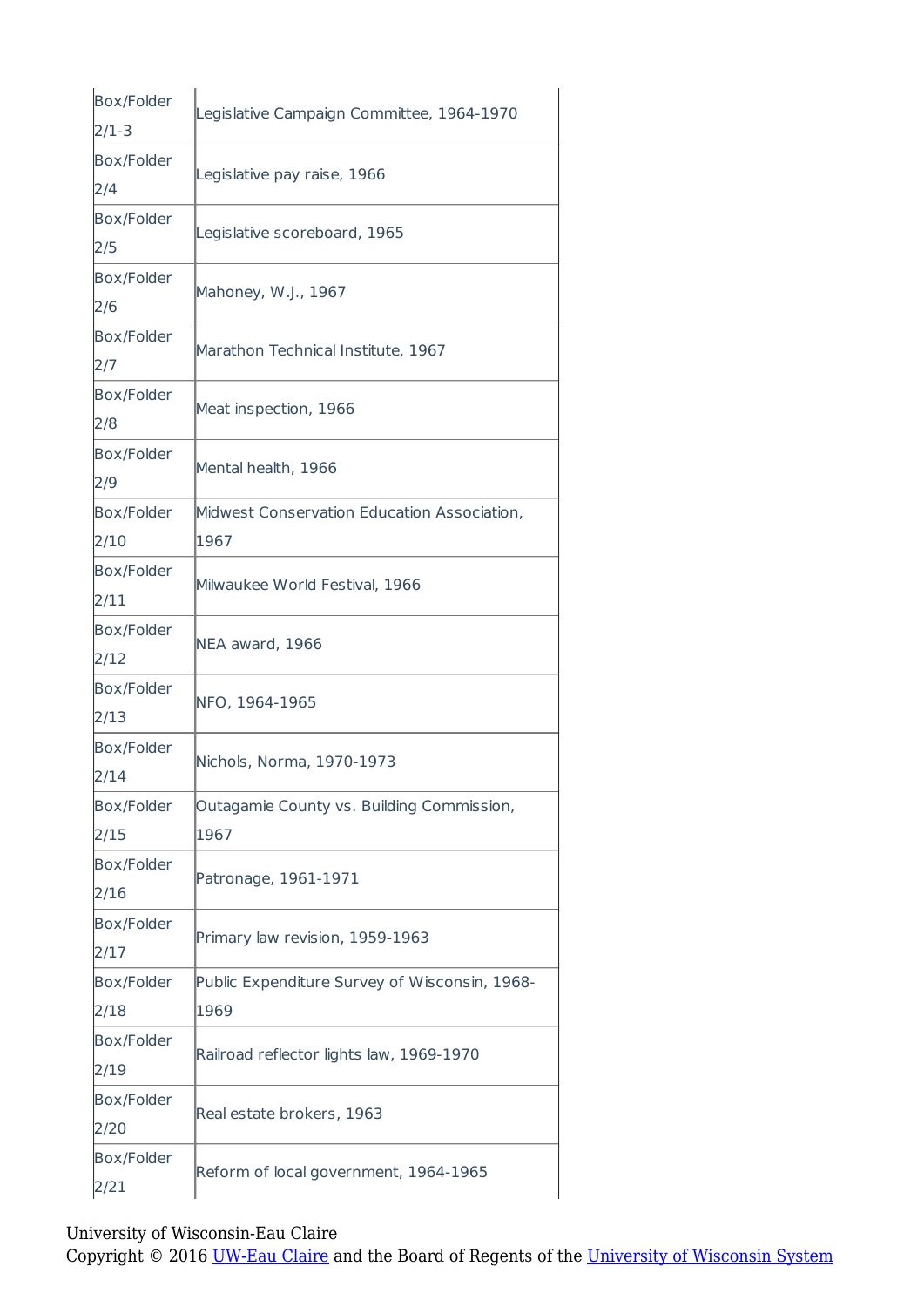| | |
|---|---|
| Box/Folder 2/1-3 | Legislative Campaign Committee, 1964-1970 |
| Box/Folder 2/4 | Legislative pay raise, 1966 |
| Box/Folder 2/5 | Legislative scoreboard, 1965 |
| Box/Folder 2/6 | Mahoney, W.J., 1967 |
| Box/Folder 2/7 | Marathon Technical Institute, 1967 |
| Box/Folder 2/8 | Meat inspection, 1966 |
| Box/Folder 2/9 | Mental health, 1966 |
| Box/Folder 2/10 | Midwest Conservation Education Association, 1967 |
| Box/Folder 2/11 | Milwaukee World Festival, 1966 |
| Box/Folder 2/12 | NEA award, 1966 |
| Box/Folder 2/13 | NFO, 1964-1965 |
| Box/Folder 2/14 | Nichols, Norma, 1970-1973 |
| Box/Folder 2/15 | Outagamie County vs. Building Commission, 1967 |
| Box/Folder 2/16 | Patronage, 1961-1971 |
| Box/Folder 2/17 | Primary law revision, 1959-1963 |
| Box/Folder 2/18 | Public Expenditure Survey of Wisconsin, 1968-1969 |
| Box/Folder 2/19 | Railroad reflector lights law, 1969-1970 |
| Box/Folder 2/20 | Real estate brokers, 1963 |
| Box/Folder 2/21 | Reform of local government, 1964-1965 |

University of Wisconsin-Eau Claire
Copyright © 2016 UW-Eau Claire and the Board of Regents of the University of Wisconsin System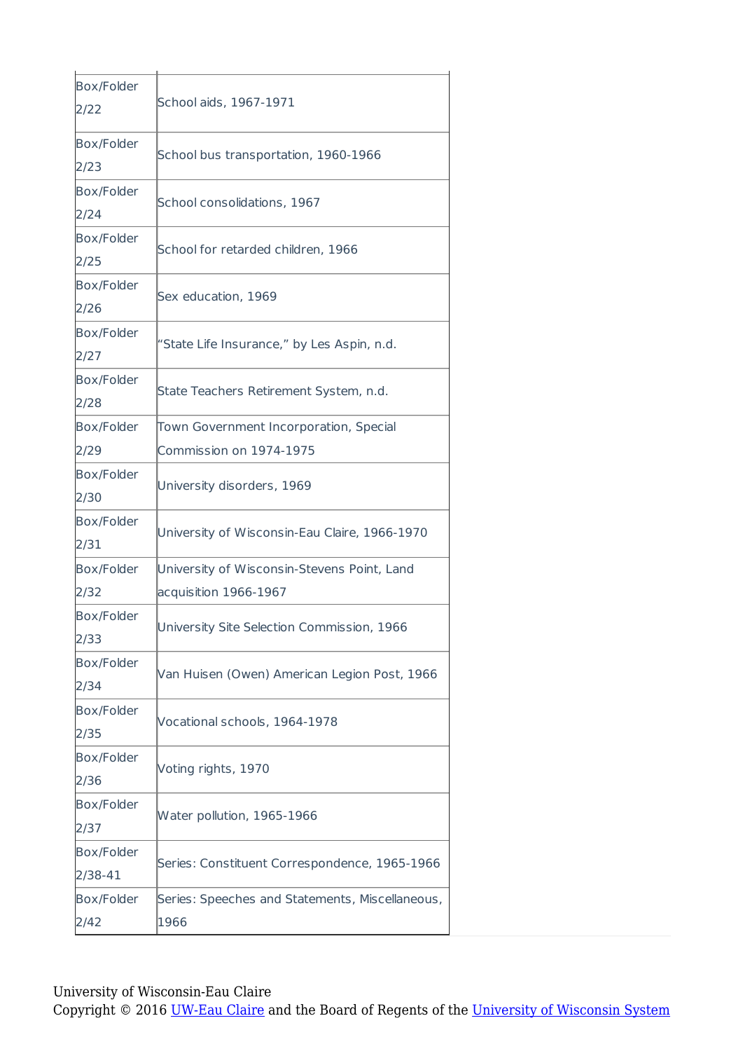| | |
|---|---|
| Box/Folder 2/22 | School aids, 1967-1971 |
| Box/Folder 2/23 | School bus transportation, 1960-1966 |
| Box/Folder 2/24 | School consolidations, 1967 |
| Box/Folder 2/25 | School for retarded children, 1966 |
| Box/Folder 2/26 | Sex education, 1969 |
| Box/Folder 2/27 | "State Life Insurance," by Les Aspin, n.d. |
| Box/Folder 2/28 | State Teachers Retirement System, n.d. |
| Box/Folder 2/29 | Town Government Incorporation, Special Commission on 1974-1975 |
| Box/Folder 2/30 | University disorders, 1969 |
| Box/Folder 2/31 | University of Wisconsin-Eau Claire, 1966-1970 |
| Box/Folder 2/32 | University of Wisconsin-Stevens Point, Land acquisition 1966-1967 |
| Box/Folder 2/33 | University Site Selection Commission, 1966 |
| Box/Folder 2/34 | Van Huisen (Owen) American Legion Post, 1966 |
| Box/Folder 2/35 | Vocational schools, 1964-1978 |
| Box/Folder 2/36 | Voting rights, 1970 |
| Box/Folder 2/37 | Water pollution, 1965-1966 |
| Box/Folder 2/38-41 | Series: Constituent Correspondence, 1965-1966 |
| Box/Folder 2/42 | Series: Speeches and Statements, Miscellaneous, 1966 |

University of Wisconsin-Eau Claire
Copyright © 2016 UW-Eau Claire and the Board of Regents of the University of Wisconsin System